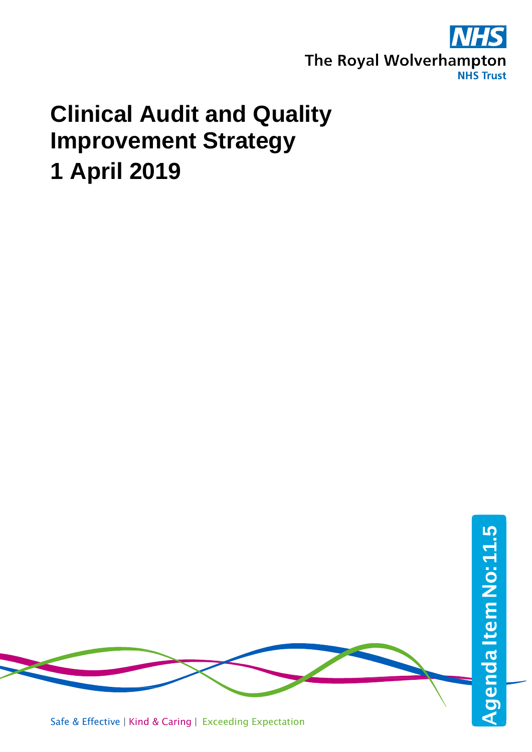The Royal Wolverhampton NHS Trust

# Clinical Audit and Quality Improvement Strategy

# 1 April 2019

Agenda Item No: 11.5

Safe & Effective | Kind & Caring | Exceeding Expectation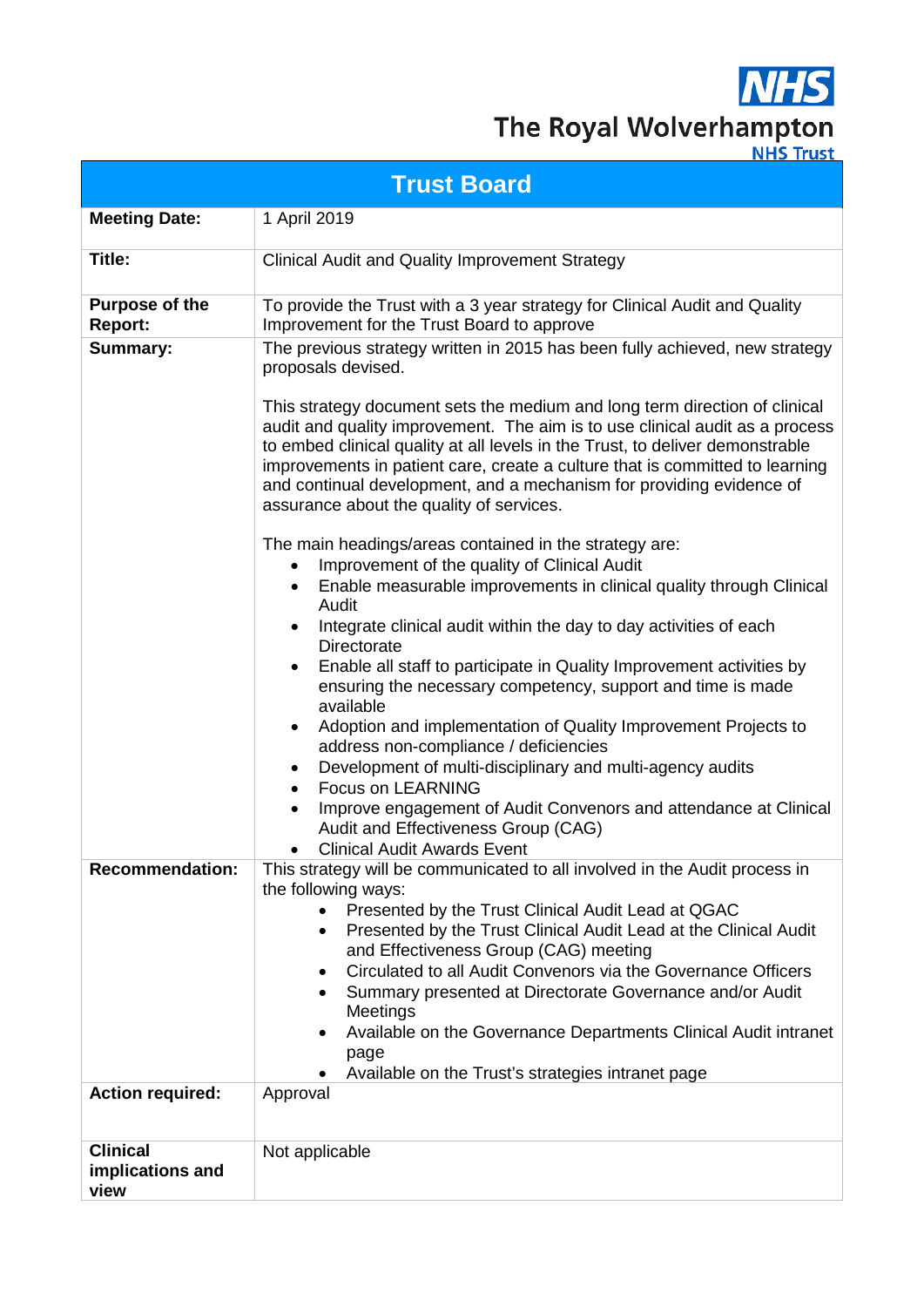The Royal Wolverhampton NHS Trust

# Trust Board

| | |
|---|---|
| **Meeting Date:** | 1 April 2019 |
| **Title:** | Clinical Audit and Quality Improvement Strategy |
| **Purpose of the Report:** | To provide the Trust with a 3 year strategy for Clinical Audit and Quality Improvement for the Trust Board to approve |
| **Summary:** | The previous strategy written in 2015 has been fully achieved, new strategy proposals devised.<br><br>This strategy document sets the medium and long term direction of clinical audit and quality improvement. The aim is to use clinical audit as a process to embed clinical quality at all levels in the Trust, to deliver demonstrable improvements in patient care, create a culture that is committed to learning and continual development, and a mechanism for providing evidence of assurance about the quality of services.<br><br>The main headings/areas contained in the strategy are:<br>• Improvement of the quality of Clinical Audit<br>• Enable measurable improvements in clinical quality through Clinical Audit<br>• Integrate clinical audit within the day to day activities of each Directorate<br>• Enable all staff to participate in Quality Improvement activities by ensuring the necessary competency, support and time is made available<br>• Adoption and implementation of Quality Improvement Projects to address non-compliance / deficiencies<br>• Development of multi-disciplinary and multi-agency audits<br>• Focus on LEARNING<br>• Improve engagement of Audit Convenors and attendance at Clinical Audit and Effectiveness Group (CAG)<br>• Clinical Audit Awards Event |
| **Recommendation:** | This strategy will be communicated to all involved in the Audit process in the following ways:<br>• Presented by the Trust Clinical Audit Lead at QGAC<br>• Presented by the Trust Clinical Audit Lead at the Clinical Audit and Effectiveness Group (CAG) meeting<br>• Circulated to all Audit Convenors via the Governance Officers<br>• Summary presented at Directorate Governance and/or Audit Meetings<br>• Available on the Governance Departments Clinical Audit intranet page<br>• Available on the Trust's strategies intranet page |
| **Action required:** | Approval |
| **Clinical implications and view** | Not applicable |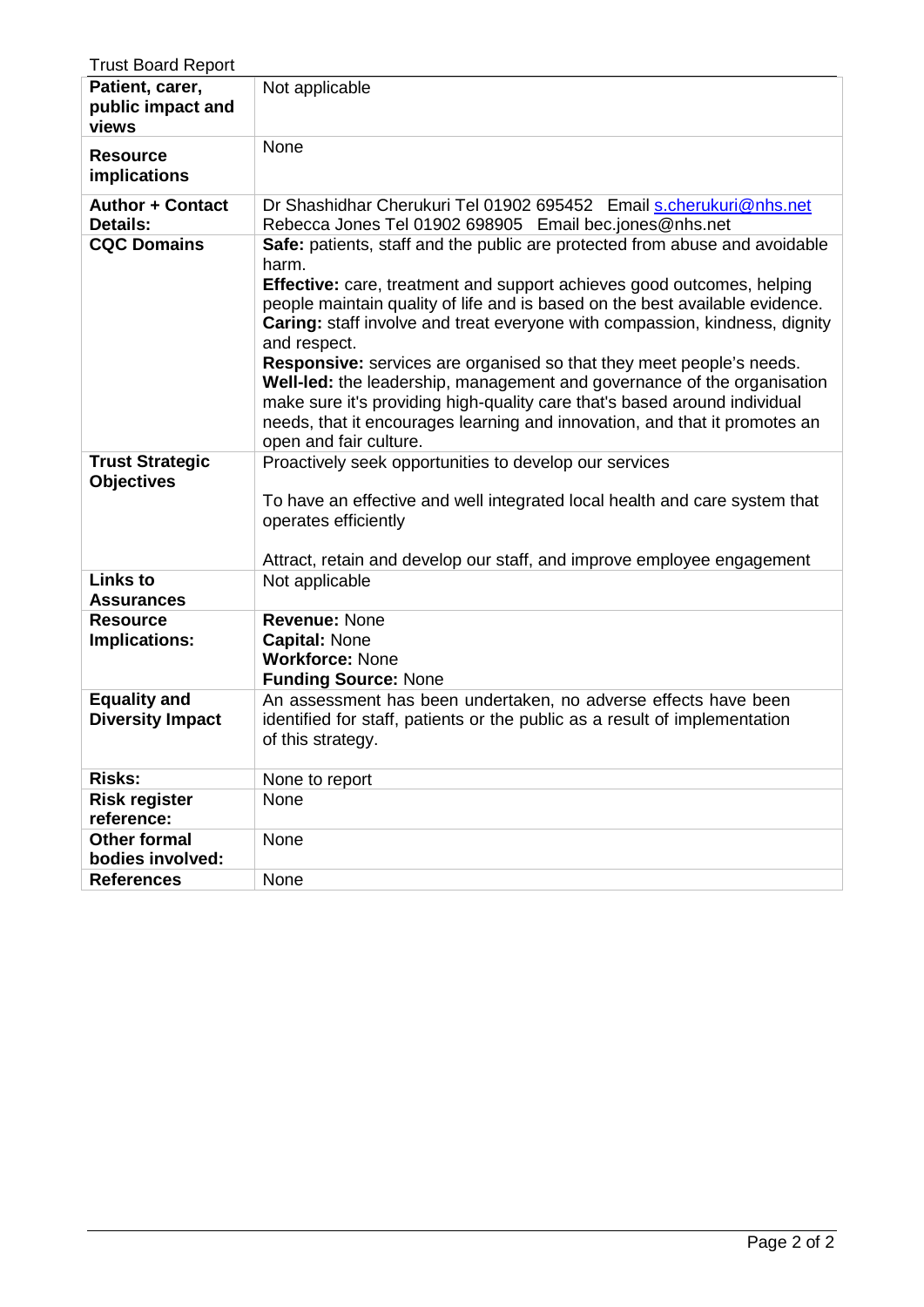| | |
|---|---|
| **Patient, carer, public impact and views** | Not applicable |
| **Resource implications** | None |
| **Author + Contact Details:** | Dr Shashidhar Cherukuri Tel 01902 695452 Email s.cherukuri@nhs.net<br>Rebecca Jones Tel 01902 698905 Email bec.jones@nhs.net |
| **CQC Domains** | **Safe:** patients, staff and the public are protected from abuse and avoidable harm.<br>**Effective:** care, treatment and support achieves good outcomes, helping people maintain quality of life and is based on the best available evidence.<br>**Caring:** staff involve and treat everyone with compassion, kindness, dignity and respect.<br>**Responsive:** services are organised so that they meet people's needs.<br>**Well-led:** the leadership, management and governance of the organisation make sure it's providing high-quality care that's based around individual needs, that it encourages learning and innovation, and that it promotes an open and fair culture. |
| **Trust Strategic Objectives** | Proactively seek opportunities to develop our services<br><br>To have an effective and well integrated local health and care system that operates efficiently<br><br>Attract, retain and develop our staff, and improve employee engagement |
| **Links to Assurances** | Not applicable |
| **Resource Implications:** | **Revenue:** None<br>**Capital:** None<br>**Workforce:** None<br>**Funding Source:** None |
| **Equality and Diversity Impact** | An assessment has been undertaken, no adverse effects have been identified for staff, patients or the public as a result of implementation of this strategy. |
| **Risks:** | None to report |
| **Risk register reference:** | None |
| **Other formal bodies involved:** | None |
| **References** | None |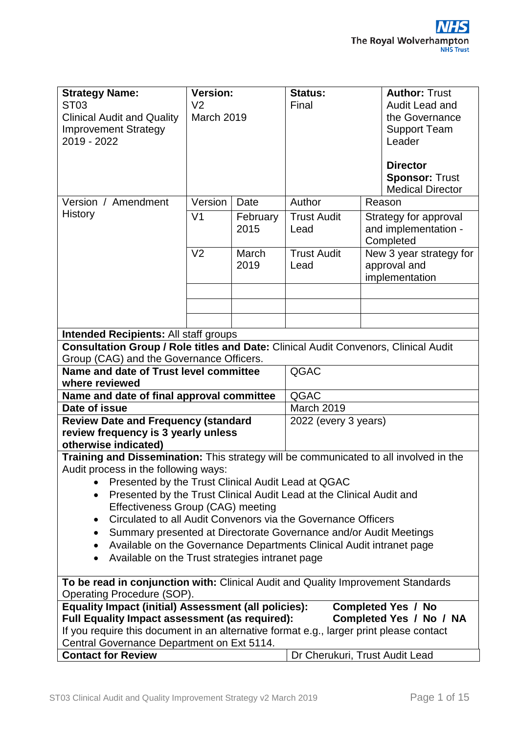| **Strategy Name:** ST03 Clinical Audit and Quality Improvement Strategy 2019 - 2022 | **Version:** V2 March 2019 | | **Status:** Final | | **Author:** Trust Audit Lead and the Governance Support Team Leader<br><br>**Director Sponsor:** Trust Medical Director |
|---|---|---|---|---|---|
| Version / Amendment History | Version | Date | Author | Reason | |
| | V1 | February 2015 | Trust Audit Lead | Strategy for approval and implementation - Completed | |
| | V2 | March 2019 | Trust Audit Lead | New 3 year strategy for approval and implementation | |
| | | | | | |
| | | | | | |
| | | | | | |

**Intended Recipients:** All staff groups

**Consultation Group / Role titles and Date:** Clinical Audit Convenors, Clinical Audit Group (CAG) and the Governance Officers.

| | |
|---|---|
| **Name and date of Trust level committee where reviewed** | QGAC |
| **Name and date of final approval committee** | QGAC |
| **Date of issue** | March 2019 |
| **Review Date and Frequency (standard review frequency is 3 yearly unless otherwise indicated)** | 2022 (every 3 years) |

**Training and Dissemination:** This strategy will be communicated to all involved in the Audit process in the following ways:

- Presented by the Trust Clinical Audit Lead at QGAC
- Presented by the Trust Clinical Audit Lead at the Clinical Audit and Effectiveness Group (CAG) meeting
- Circulated to all Audit Convenors via the Governance Officers
- Summary presented at Directorate Governance and/or Audit Meetings
- Available on the Governance Departments Clinical Audit intranet page
- Available on the Trust strategies intranet page

**To be read in conjunction with:** Clinical Audit and Quality Improvement Standards Operating Procedure (SOP).

**Equality Impact (initial) Assessment (all policies):** **Completed Yes / No**
**Full Equality Impact assessment (as required):** **Completed Yes / No / NA**
If you require this document in an alternative format e.g., larger print please contact Central Governance Department on Ext 5114.

| | |
|---|---|
| **Contact for Review** | Dr Cherukuri, Trust Audit Lead |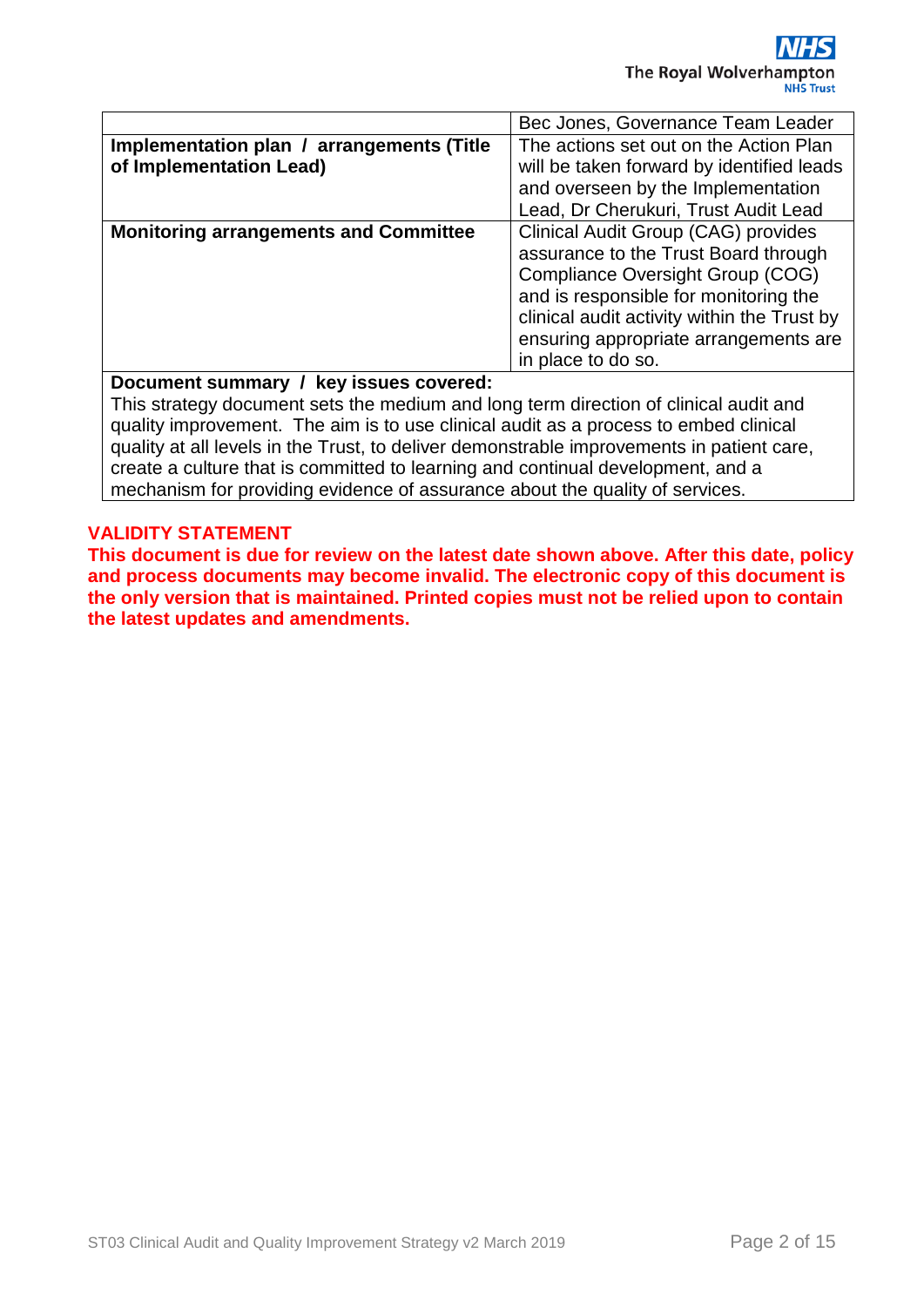| | |
|---|---|
| | Bec Jones, Governance Team Leader |
| **Implementation plan / arrangements (Title of Implementation Lead)** | The actions set out on the Action Plan will be taken forward by identified leads and overseen by the Implementation Lead, Dr Cherukuri, Trust Audit Lead |
| **Monitoring arrangements and Committee** | Clinical Audit Group (CAG) provides assurance to the Trust Board through Compliance Oversight Group (COG) and is responsible for monitoring the clinical audit activity within the Trust by ensuring appropriate arrangements are in place to do so. |

**Document summary / key issues covered:**
This strategy document sets the medium and long term direction of clinical audit and quality improvement. The aim is to use clinical audit as a process to embed clinical quality at all levels in the Trust, to deliver demonstrable improvements in patient care, create a culture that is committed to learning and continual development, and a mechanism for providing evidence of assurance about the quality of services.

**VALIDITY STATEMENT**
**This document is due for review on the latest date shown above. After this date, policy and process documents may become invalid. The electronic copy of this document is the only version that is maintained. Printed copies must not be relied upon to contain the latest updates and amendments.**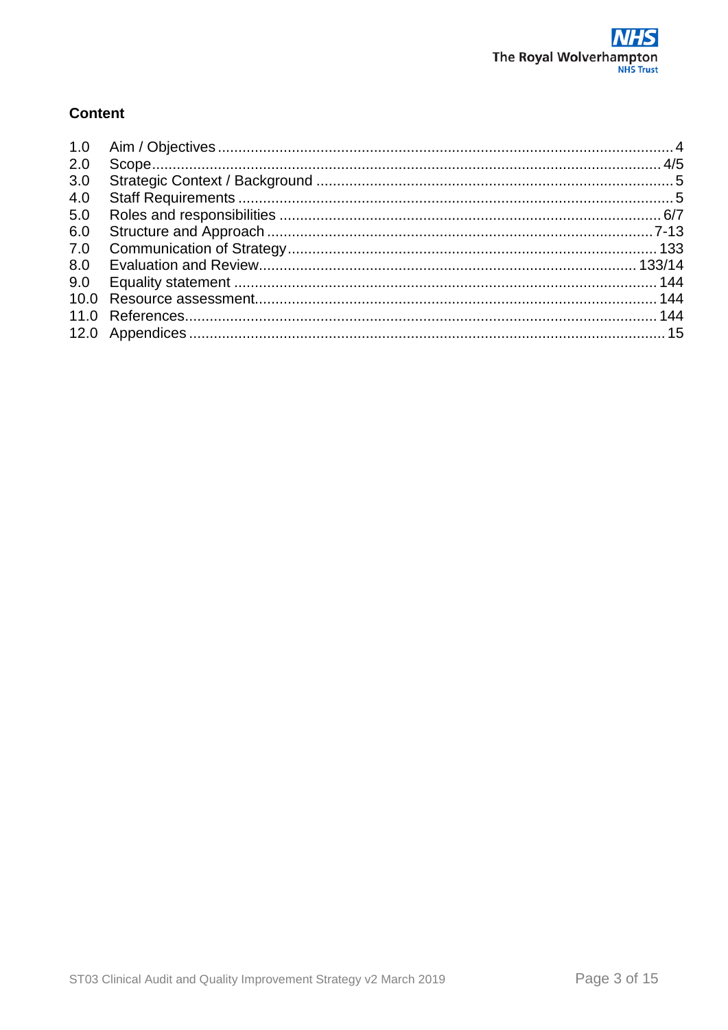## Content

| | | |
|---|---|---|
| 1.0 | Aim / Objectives | 4 |
| 2.0 | Scope | 4/5 |
| 3.0 | Strategic Context / Background | 5 |
| 4.0 | Staff Requirements | 5 |
| 5.0 | Roles and responsibilities | 6/7 |
| 6.0 | Structure and Approach | 7-13 |
| 7.0 | Communication of Strategy | 133 |
| 8.0 | Evaluation and Review | 133/14 |
| 9.0 | Equality statement | 144 |
| 10.0 | Resource assessment | 144 |
| 11.0 | References | 144 |
| 12.0 | Appendices | 15 |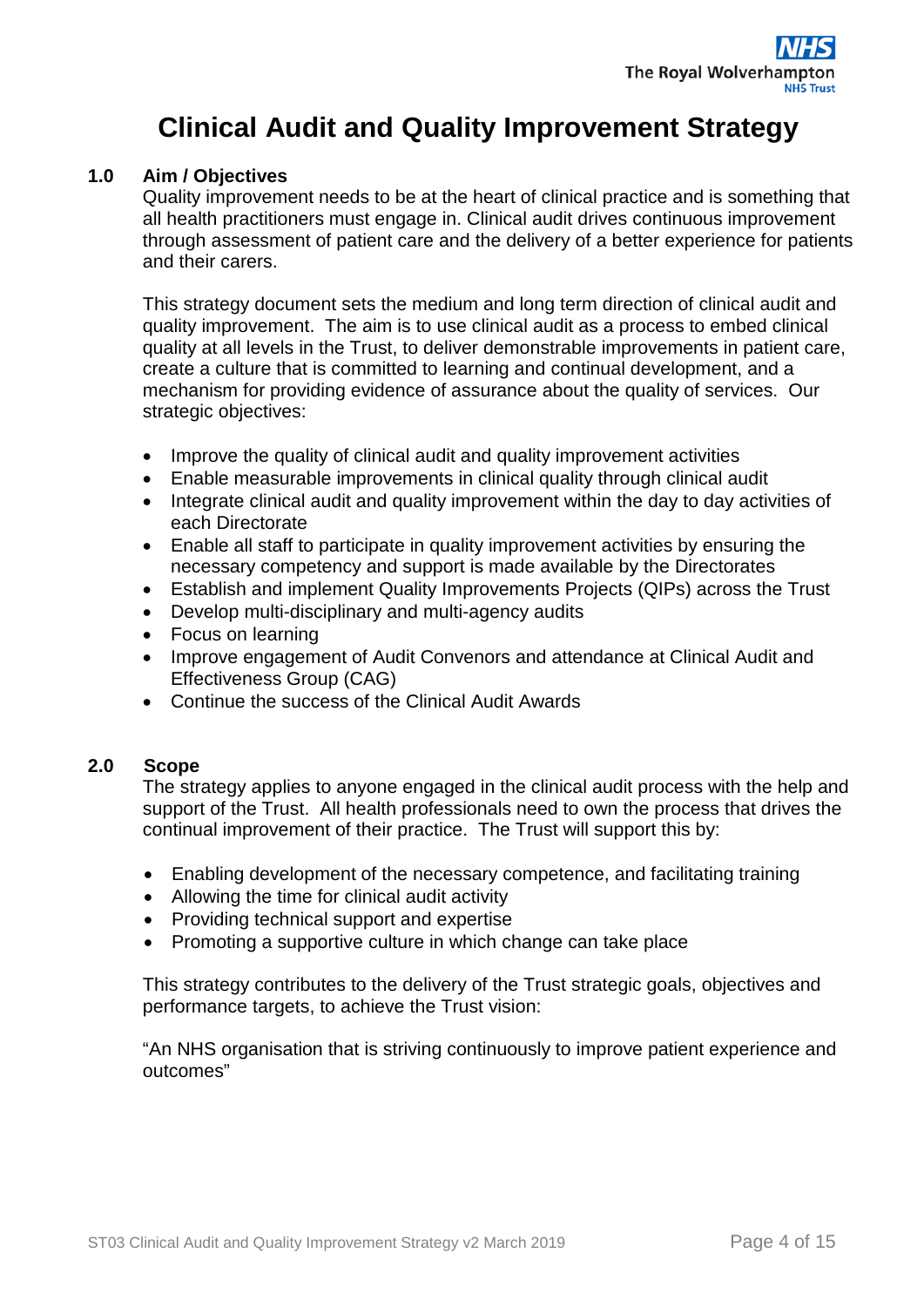# Clinical Audit and Quality Improvement Strategy

## 1.0 Aim / Objectives

Quality improvement needs to be at the heart of clinical practice and is something that all health practitioners must engage in. Clinical audit drives continuous improvement through assessment of patient care and the delivery of a better experience for patients and their carers.

This strategy document sets the medium and long term direction of clinical audit and quality improvement. The aim is to use clinical audit as a process to embed clinical quality at all levels in the Trust, to deliver demonstrable improvements in patient care, create a culture that is committed to learning and continual development, and a mechanism for providing evidence of assurance about the quality of services. Our strategic objectives:

- Improve the quality of clinical audit and quality improvement activities
- Enable measurable improvements in clinical quality through clinical audit
- Integrate clinical audit and quality improvement within the day to day activities of each Directorate
- Enable all staff to participate in quality improvement activities by ensuring the necessary competency and support is made available by the Directorates
- Establish and implement Quality Improvements Projects (QIPs) across the Trust
- Develop multi-disciplinary and multi-agency audits
- Focus on learning
- Improve engagement of Audit Convenors and attendance at Clinical Audit and Effectiveness Group (CAG)
- Continue the success of the Clinical Audit Awards

## 2.0 Scope

The strategy applies to anyone engaged in the clinical audit process with the help and support of the Trust. All health professionals need to own the process that drives the continual improvement of their practice. The Trust will support this by:

- Enabling development of the necessary competence, and facilitating training
- Allowing the time for clinical audit activity
- Providing technical support and expertise
- Promoting a supportive culture in which change can take place

This strategy contributes to the delivery of the Trust strategic goals, objectives and performance targets, to achieve the Trust vision:

"An NHS organisation that is striving continuously to improve patient experience and outcomes"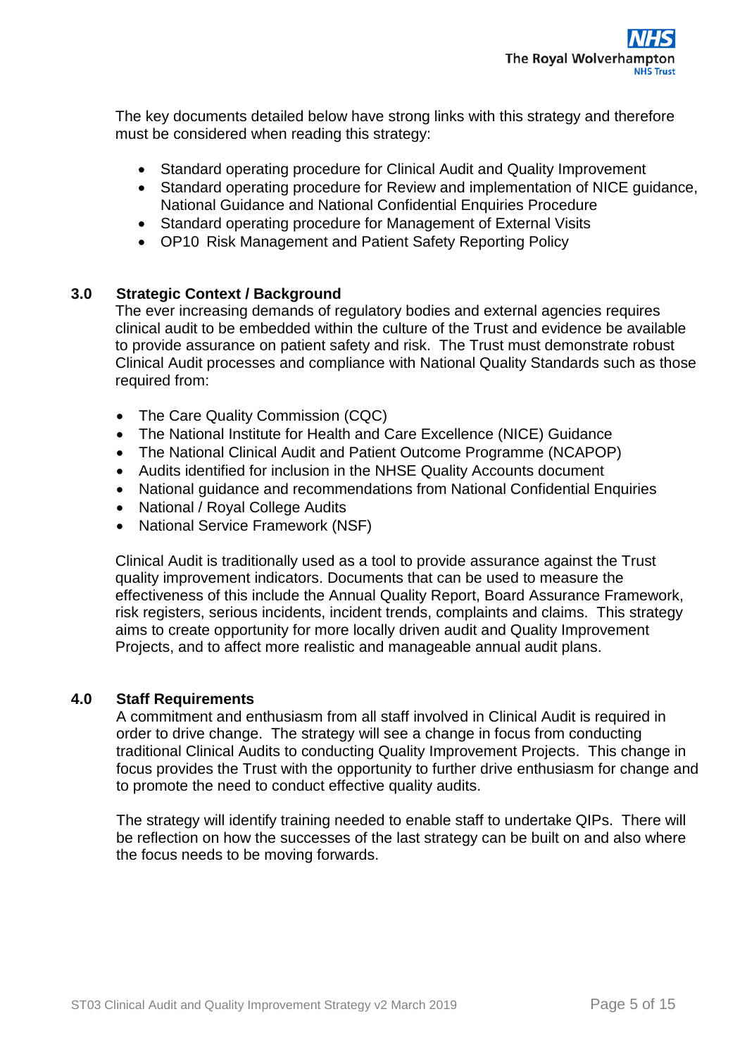The key documents detailed below have strong links with this strategy and therefore must be considered when reading this strategy:

- Standard operating procedure for Clinical Audit and Quality Improvement
- Standard operating procedure for Review and implementation of NICE guidance, National Guidance and National Confidential Enquiries Procedure
- Standard operating procedure for Management of External Visits
- OP10 Risk Management and Patient Safety Reporting Policy

## 3.0 Strategic Context / Background

The ever increasing demands of regulatory bodies and external agencies requires clinical audit to be embedded within the culture of the Trust and evidence be available to provide assurance on patient safety and risk. The Trust must demonstrate robust Clinical Audit processes and compliance with National Quality Standards such as those required from:

- The Care Quality Commission (CQC)
- The National Institute for Health and Care Excellence (NICE) Guidance
- The National Clinical Audit and Patient Outcome Programme (NCAPOP)
- Audits identified for inclusion in the NHSE Quality Accounts document
- National guidance and recommendations from National Confidential Enquiries
- National / Royal College Audits
- National Service Framework (NSF)

Clinical Audit is traditionally used as a tool to provide assurance against the Trust quality improvement indicators. Documents that can be used to measure the effectiveness of this include the Annual Quality Report, Board Assurance Framework, risk registers, serious incidents, incident trends, complaints and claims. This strategy aims to create opportunity for more locally driven audit and Quality Improvement Projects, and to affect more realistic and manageable annual audit plans.

## 4.0 Staff Requirements

A commitment and enthusiasm from all staff involved in Clinical Audit is required in order to drive change. The strategy will see a change in focus from conducting traditional Clinical Audits to conducting Quality Improvement Projects. This change in focus provides the Trust with the opportunity to further drive enthusiasm for change and to promote the need to conduct effective quality audits.

The strategy will identify training needed to enable staff to undertake QIPs. There will be reflection on how the successes of the last strategy can be built on and also where the focus needs to be moving forwards.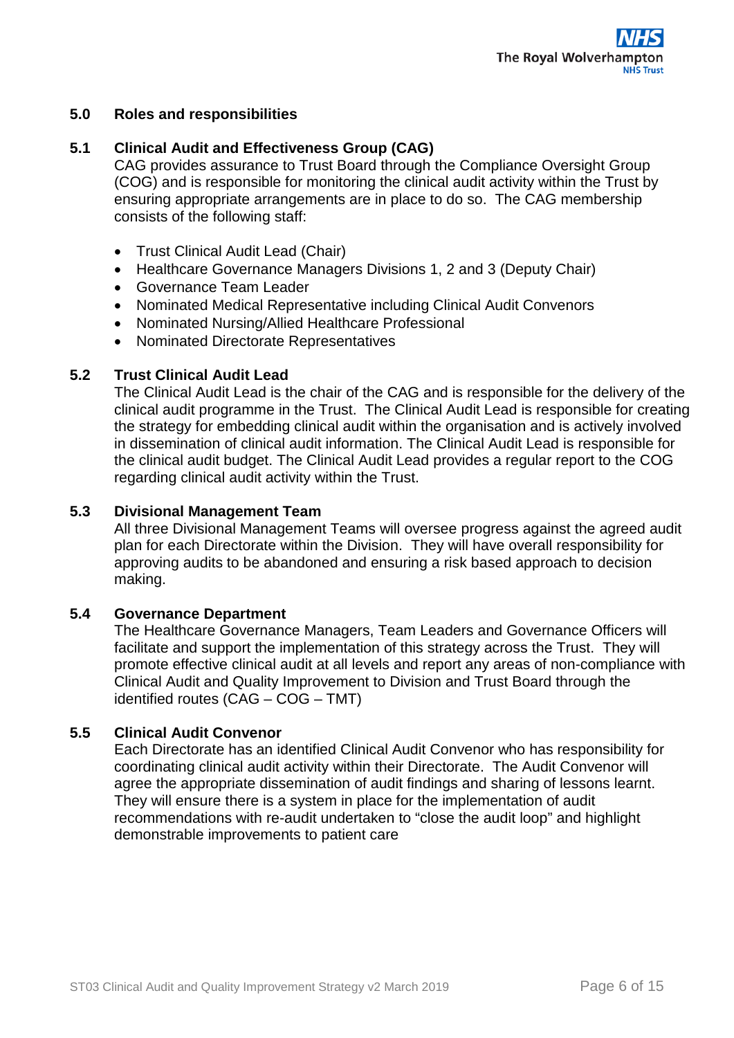## 5.0 Roles and responsibilities

### 5.1 Clinical Audit and Effectiveness Group (CAG)

CAG provides assurance to Trust Board through the Compliance Oversight Group (COG) and is responsible for monitoring the clinical audit activity within the Trust by ensuring appropriate arrangements are in place to do so. The CAG membership consists of the following staff:

- Trust Clinical Audit Lead (Chair)
- Healthcare Governance Managers Divisions 1, 2 and 3 (Deputy Chair)
- Governance Team Leader
- Nominated Medical Representative including Clinical Audit Convenors
- Nominated Nursing/Allied Healthcare Professional
- Nominated Directorate Representatives

### 5.2 Trust Clinical Audit Lead

The Clinical Audit Lead is the chair of the CAG and is responsible for the delivery of the clinical audit programme in the Trust. The Clinical Audit Lead is responsible for creating the strategy for embedding clinical audit within the organisation and is actively involved in dissemination of clinical audit information. The Clinical Audit Lead is responsible for the clinical audit budget. The Clinical Audit Lead provides a regular report to the COG regarding clinical audit activity within the Trust.

### 5.3 Divisional Management Team

All three Divisional Management Teams will oversee progress against the agreed audit plan for each Directorate within the Division. They will have overall responsibility for approving audits to be abandoned and ensuring a risk based approach to decision making.

### 5.4 Governance Department

The Healthcare Governance Managers, Team Leaders and Governance Officers will facilitate and support the implementation of this strategy across the Trust. They will promote effective clinical audit at all levels and report any areas of non-compliance with Clinical Audit and Quality Improvement to Division and Trust Board through the identified routes (CAG – COG – TMT)

### 5.5 Clinical Audit Convenor

Each Directorate has an identified Clinical Audit Convenor who has responsibility for coordinating clinical audit activity within their Directorate. The Audit Convenor will agree the appropriate dissemination of audit findings and sharing of lessons learnt. They will ensure there is a system in place for the implementation of audit recommendations with re-audit undertaken to “close the audit loop” and highlight demonstrable improvements to patient care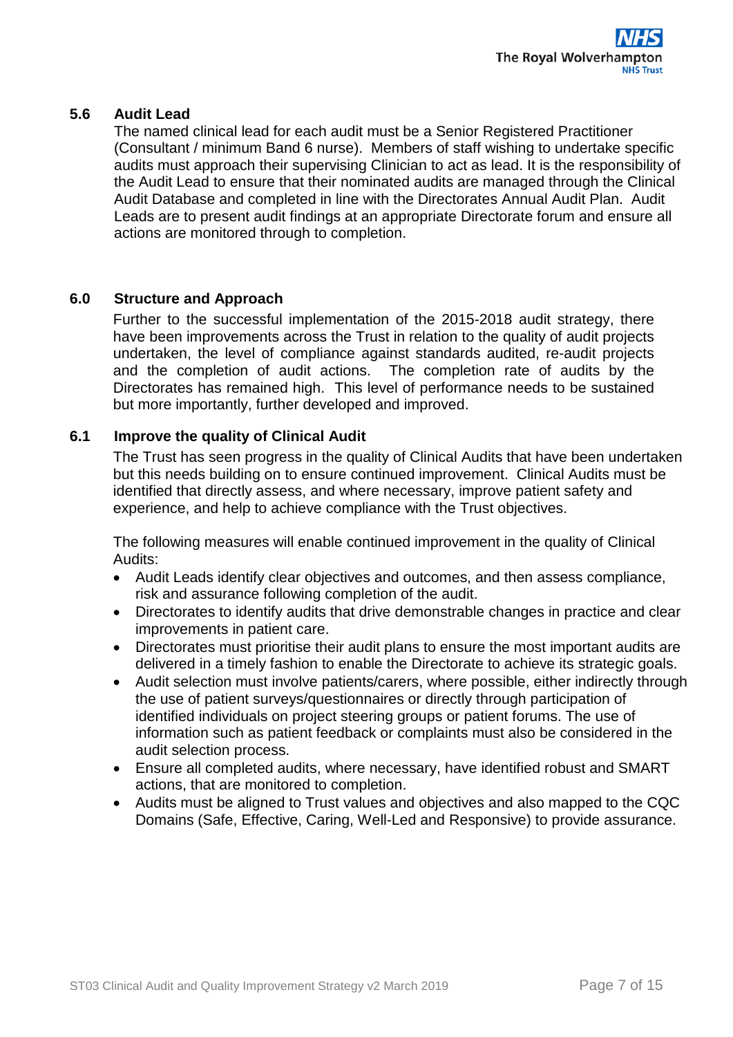### 5.6 Audit Lead

The named clinical lead for each audit must be a Senior Registered Practitioner (Consultant / minimum Band 6 nurse). Members of staff wishing to undertake specific audits must approach their supervising Clinician to act as lead. It is the responsibility of the Audit Lead to ensure that their nominated audits are managed through the Clinical Audit Database and completed in line with the Directorates Annual Audit Plan. Audit Leads are to present audit findings at an appropriate Directorate forum and ensure all actions are monitored through to completion.

## 6.0 Structure and Approach

Further to the successful implementation of the 2015-2018 audit strategy, there have been improvements across the Trust in relation to the quality of audit projects undertaken, the level of compliance against standards audited, re-audit projects and the completion of audit actions. The completion rate of audits by the Directorates has remained high. This level of performance needs to be sustained but more importantly, further developed and improved.

### 6.1 Improve the quality of Clinical Audit

The Trust has seen progress in the quality of Clinical Audits that have been undertaken but this needs building on to ensure continued improvement. Clinical Audits must be identified that directly assess, and where necessary, improve patient safety and experience, and help to achieve compliance with the Trust objectives.

The following measures will enable continued improvement in the quality of Clinical Audits:

- Audit Leads identify clear objectives and outcomes, and then assess compliance, risk and assurance following completion of the audit.
- Directorates to identify audits that drive demonstrable changes in practice and clear improvements in patient care.
- Directorates must prioritise their audit plans to ensure the most important audits are delivered in a timely fashion to enable the Directorate to achieve its strategic goals.
- Audit selection must involve patients/carers, where possible, either indirectly through the use of patient surveys/questionnaires or directly through participation of identified individuals on project steering groups or patient forums. The use of information such as patient feedback or complaints must also be considered in the audit selection process.
- Ensure all completed audits, where necessary, have identified robust and SMART actions, that are monitored to completion.
- Audits must be aligned to Trust values and objectives and also mapped to the CQC Domains (Safe, Effective, Caring, Well-Led and Responsive) to provide assurance.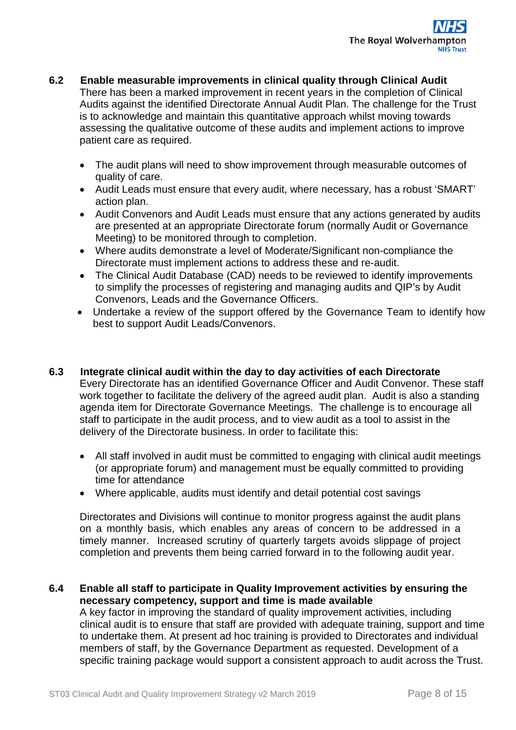### 6.2 Enable measurable improvements in clinical quality through Clinical Audit

There has been a marked improvement in recent years in the completion of Clinical Audits against the identified Directorate Annual Audit Plan. The challenge for the Trust is to acknowledge and maintain this quantitative approach whilst moving towards assessing the qualitative outcome of these audits and implement actions to improve patient care as required.

- The audit plans will need to show improvement through measurable outcomes of quality of care.
- Audit Leads must ensure that every audit, where necessary, has a robust 'SMART' action plan.
- Audit Convenors and Audit Leads must ensure that any actions generated by audits are presented at an appropriate Directorate forum (normally Audit or Governance Meeting) to be monitored through to completion.
- Where audits demonstrate a level of Moderate/Significant non-compliance the Directorate must implement actions to address these and re-audit.
- The Clinical Audit Database (CAD) needs to be reviewed to identify improvements to simplify the processes of registering and managing audits and QIP's by Audit Convenors, Leads and the Governance Officers.
- Undertake a review of the support offered by the Governance Team to identify how best to support Audit Leads/Convenors.

### 6.3 Integrate clinical audit within the day to day activities of each Directorate

Every Directorate has an identified Governance Officer and Audit Convenor. These staff work together to facilitate the delivery of the agreed audit plan. Audit is also a standing agenda item for Directorate Governance Meetings. The challenge is to encourage all staff to participate in the audit process, and to view audit as a tool to assist in the delivery of the Directorate business. In order to facilitate this:

- All staff involved in audit must be committed to engaging with clinical audit meetings (or appropriate forum) and management must be equally committed to providing time for attendance
- Where applicable, audits must identify and detail potential cost savings

Directorates and Divisions will continue to monitor progress against the audit plans on a monthly basis, which enables any areas of concern to be addressed in a timely manner. Increased scrutiny of quarterly targets avoids slippage of project completion and prevents them being carried forward in to the following audit year.

### 6.4 Enable all staff to participate in Quality Improvement activities by ensuring the necessary competency, support and time is made available

A key factor in improving the standard of quality improvement activities, including clinical audit is to ensure that staff are provided with adequate training, support and time to undertake them. At present ad hoc training is provided to Directorates and individual members of staff, by the Governance Department as requested. Development of a specific training package would support a consistent approach to audit across the Trust.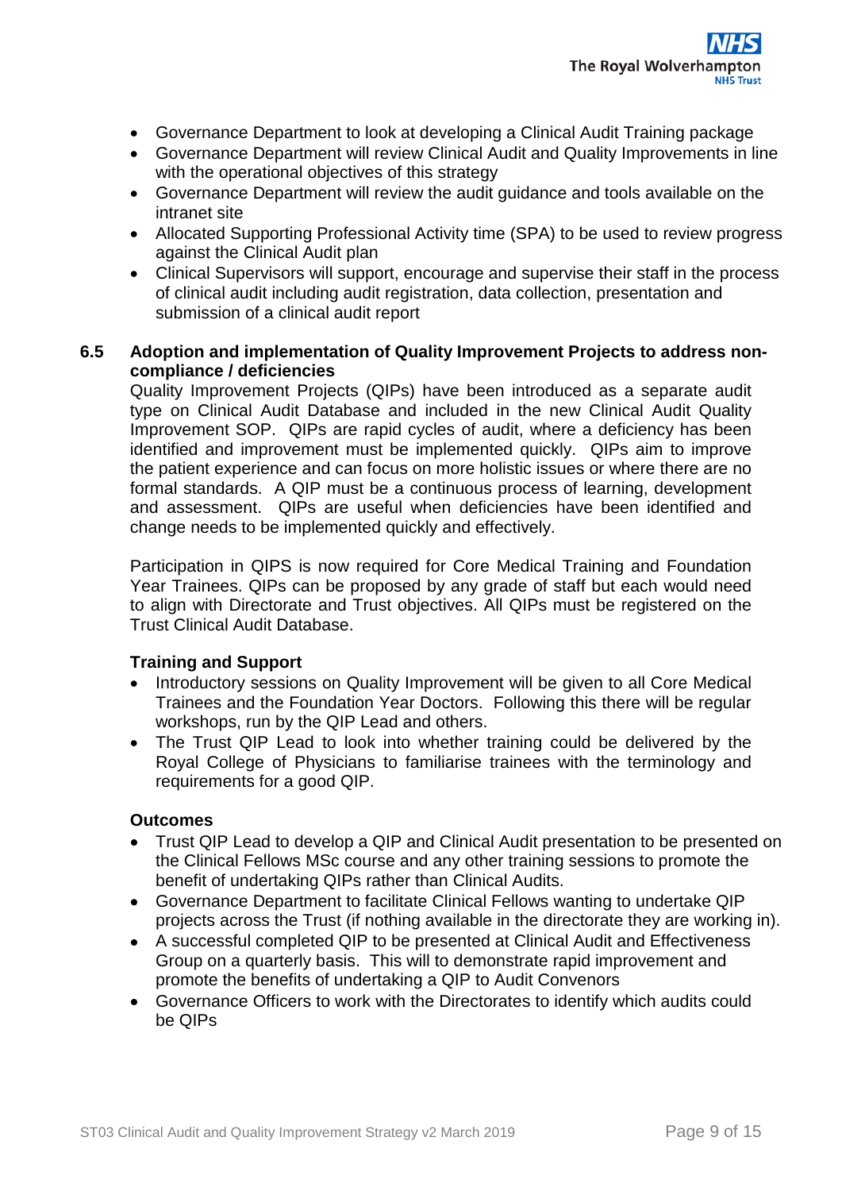- Governance Department to look at developing a Clinical Audit Training package
- Governance Department will review Clinical Audit and Quality Improvements in line with the operational objectives of this strategy
- Governance Department will review the audit guidance and tools available on the intranet site
- Allocated Supporting Professional Activity time (SPA) to be used to review progress against the Clinical Audit plan
- Clinical Supervisors will support, encourage and supervise their staff in the process of clinical audit including audit registration, data collection, presentation and submission of a clinical audit report

### 6.5 Adoption and implementation of Quality Improvement Projects to address non-compliance / deficiencies

Quality Improvement Projects (QIPs) have been introduced as a separate audit type on Clinical Audit Database and included in the new Clinical Audit Quality Improvement SOP. QIPs are rapid cycles of audit, where a deficiency has been identified and improvement must be implemented quickly. QIPs aim to improve the patient experience and can focus on more holistic issues or where there are no formal standards. A QIP must be a continuous process of learning, development and assessment. QIPs are useful when deficiencies have been identified and change needs to be implemented quickly and effectively.

Participation in QIPS is now required for Core Medical Training and Foundation Year Trainees. QIPs can be proposed by any grade of staff but each would need to align with Directorate and Trust objectives. All QIPs must be registered on the Trust Clinical Audit Database.

**Training and Support**

- Introductory sessions on Quality Improvement will be given to all Core Medical Trainees and the Foundation Year Doctors. Following this there will be regular workshops, run by the QIP Lead and others.
- The Trust QIP Lead to look into whether training could be delivered by the Royal College of Physicians to familiarise trainees with the terminology and requirements for a good QIP.

**Outcomes**

- Trust QIP Lead to develop a QIP and Clinical Audit presentation to be presented on the Clinical Fellows MSc course and any other training sessions to promote the benefit of undertaking QIPs rather than Clinical Audits.
- Governance Department to facilitate Clinical Fellows wanting to undertake QIP projects across the Trust (if nothing available in the directorate they are working in).
- A successful completed QIP to be presented at Clinical Audit and Effectiveness Group on a quarterly basis. This will to demonstrate rapid improvement and promote the benefits of undertaking a QIP to Audit Convenors
- Governance Officers to work with the Directorates to identify which audits could be QIPs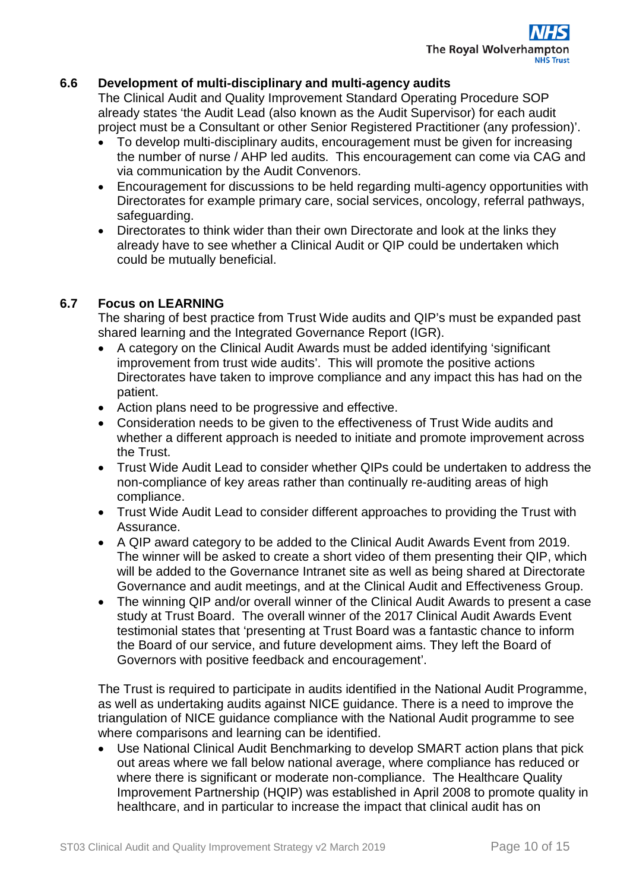### 6.6 Development of multi-disciplinary and multi-agency audits

The Clinical Audit and Quality Improvement Standard Operating Procedure SOP already states 'the Audit Lead (also known as the Audit Supervisor) for each audit project must be a Consultant or other Senior Registered Practitioner (any profession)'.

- To develop multi-disciplinary audits, encouragement must be given for increasing the number of nurse / AHP led audits. This encouragement can come via CAG and via communication by the Audit Convenors.
- Encouragement for discussions to be held regarding multi-agency opportunities with Directorates for example primary care, social services, oncology, referral pathways, safeguarding.
- Directorates to think wider than their own Directorate and look at the links they already have to see whether a Clinical Audit or QIP could be undertaken which could be mutually beneficial.

### 6.7 Focus on LEARNING

The sharing of best practice from Trust Wide audits and QIP's must be expanded past shared learning and the Integrated Governance Report (IGR).

- A category on the Clinical Audit Awards must be added identifying 'significant improvement from trust wide audits'. This will promote the positive actions Directorates have taken to improve compliance and any impact this has had on the patient.
- Action plans need to be progressive and effective.
- Consideration needs to be given to the effectiveness of Trust Wide audits and whether a different approach is needed to initiate and promote improvement across the Trust.
- Trust Wide Audit Lead to consider whether QIPs could be undertaken to address the non-compliance of key areas rather than continually re-auditing areas of high compliance.
- Trust Wide Audit Lead to consider different approaches to providing the Trust with Assurance.
- A QIP award category to be added to the Clinical Audit Awards Event from 2019. The winner will be asked to create a short video of them presenting their QIP, which will be added to the Governance Intranet site as well as being shared at Directorate Governance and audit meetings, and at the Clinical Audit and Effectiveness Group.
- The winning QIP and/or overall winner of the Clinical Audit Awards to present a case study at Trust Board. The overall winner of the 2017 Clinical Audit Awards Event testimonial states that 'presenting at Trust Board was a fantastic chance to inform the Board of our service, and future development aims. They left the Board of Governors with positive feedback and encouragement'.

The Trust is required to participate in audits identified in the National Audit Programme, as well as undertaking audits against NICE guidance. There is a need to improve the triangulation of NICE guidance compliance with the National Audit programme to see where comparisons and learning can be identified.

- Use National Clinical Audit Benchmarking to develop SMART action plans that pick out areas where we fall below national average, where compliance has reduced or where there is significant or moderate non-compliance. The Healthcare Quality Improvement Partnership (HQIP) was established in April 2008 to promote quality in healthcare, and in particular to increase the impact that clinical audit has on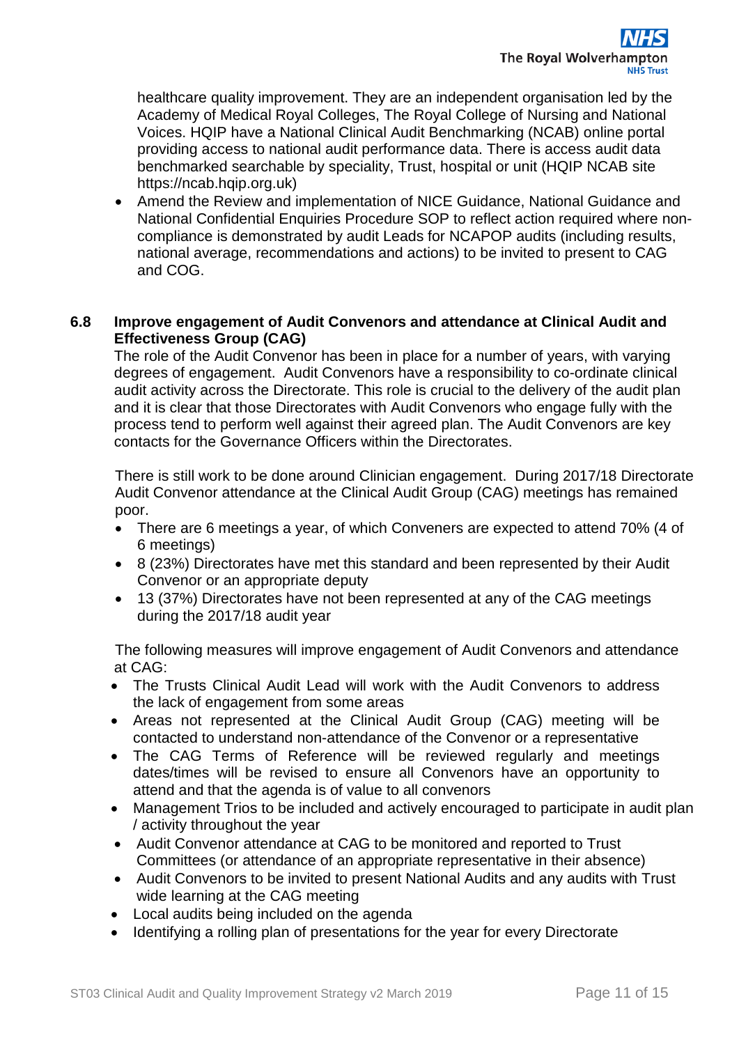healthcare quality improvement. They are an independent organisation led by the Academy of Medical Royal Colleges, The Royal College of Nursing and National Voices. HQIP have a National Clinical Audit Benchmarking (NCAB) online portal providing access to national audit performance data. There is access audit data benchmarked searchable by speciality, Trust, hospital or unit (HQIP NCAB site https://ncab.hqip.org.uk)

- Amend the Review and implementation of NICE Guidance, National Guidance and National Confidential Enquiries Procedure SOP to reflect action required where non-compliance is demonstrated by audit Leads for NCAPOP audits (including results, national average, recommendations and actions) to be invited to present to CAG and COG.

### 6.8 Improve engagement of Audit Convenors and attendance at Clinical Audit and Effectiveness Group (CAG)

The role of the Audit Convenor has been in place for a number of years, with varying degrees of engagement. Audit Convenors have a responsibility to co-ordinate clinical audit activity across the Directorate. This role is crucial to the delivery of the audit plan and it is clear that those Directorates with Audit Convenors who engage fully with the process tend to perform well against their agreed plan. The Audit Convenors are key contacts for the Governance Officers within the Directorates.

There is still work to be done around Clinician engagement. During 2017/18 Directorate Audit Convenor attendance at the Clinical Audit Group (CAG) meetings has remained poor.

- There are 6 meetings a year, of which Conveners are expected to attend 70% (4 of 6 meetings)
- 8 (23%) Directorates have met this standard and been represented by their Audit Convenor or an appropriate deputy
- 13 (37%) Directorates have not been represented at any of the CAG meetings during the 2017/18 audit year

The following measures will improve engagement of Audit Convenors and attendance at CAG:

- The Trusts Clinical Audit Lead will work with the Audit Convenors to address the lack of engagement from some areas
- Areas not represented at the Clinical Audit Group (CAG) meeting will be contacted to understand non-attendance of the Convenor or a representative
- The CAG Terms of Reference will be reviewed regularly and meetings dates/times will be revised to ensure all Convenors have an opportunity to attend and that the agenda is of value to all convenors
- Management Trios to be included and actively encouraged to participate in audit plan / activity throughout the year
- Audit Convenor attendance at CAG to be monitored and reported to Trust Committees (or attendance of an appropriate representative in their absence)
- Audit Convenors to be invited to present National Audits and any audits with Trust wide learning at the CAG meeting
- Local audits being included on the agenda
- Identifying a rolling plan of presentations for the year for every Directorate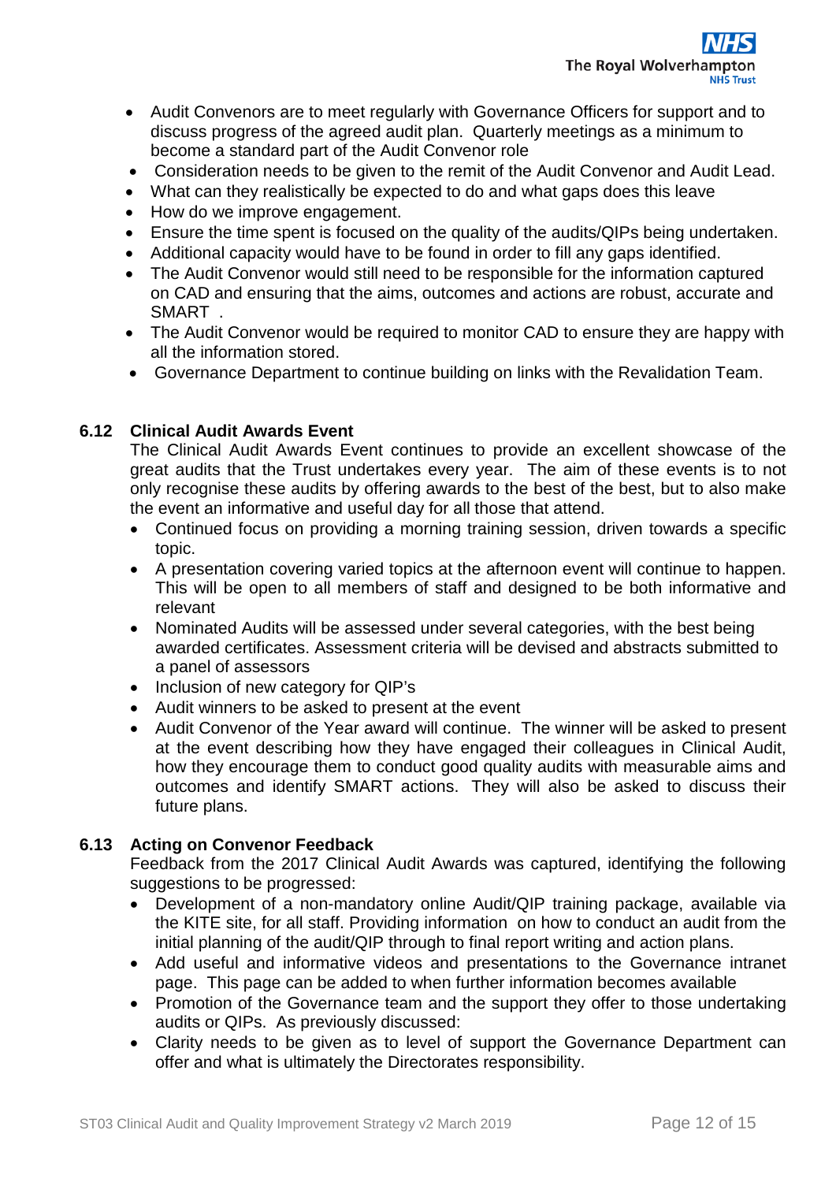- Audit Convenors are to meet regularly with Governance Officers for support and to discuss progress of the agreed audit plan. Quarterly meetings as a minimum to become a standard part of the Audit Convenor role
- Consideration needs to be given to the remit of the Audit Convenor and Audit Lead.
- What can they realistically be expected to do and what gaps does this leave
- How do we improve engagement.
- Ensure the time spent is focused on the quality of the audits/QIPs being undertaken.
- Additional capacity would have to be found in order to fill any gaps identified.
- The Audit Convenor would still need to be responsible for the information captured on CAD and ensuring that the aims, outcomes and actions are robust, accurate and SMART .
- The Audit Convenor would be required to monitor CAD to ensure they are happy with all the information stored.
- Governance Department to continue building on links with the Revalidation Team.

### 6.12 Clinical Audit Awards Event

The Clinical Audit Awards Event continues to provide an excellent showcase of the great audits that the Trust undertakes every year. The aim of these events is to not only recognise these audits by offering awards to the best of the best, but to also make the event an informative and useful day for all those that attend.

- Continued focus on providing a morning training session, driven towards a specific topic.
- A presentation covering varied topics at the afternoon event will continue to happen. This will be open to all members of staff and designed to be both informative and relevant
- Nominated Audits will be assessed under several categories, with the best being awarded certificates. Assessment criteria will be devised and abstracts submitted to a panel of assessors
- Inclusion of new category for QIP's
- Audit winners to be asked to present at the event
- Audit Convenor of the Year award will continue. The winner will be asked to present at the event describing how they have engaged their colleagues in Clinical Audit, how they encourage them to conduct good quality audits with measurable aims and outcomes and identify SMART actions. They will also be asked to discuss their future plans.

### 6.13 Acting on Convenor Feedback

Feedback from the 2017 Clinical Audit Awards was captured, identifying the following suggestions to be progressed:

- Development of a non-mandatory online Audit/QIP training package, available via the KITE site, for all staff. Providing information on how to conduct an audit from the initial planning of the audit/QIP through to final report writing and action plans.
- Add useful and informative videos and presentations to the Governance intranet page. This page can be added to when further information becomes available
- Promotion of the Governance team and the support they offer to those undertaking audits or QIPs. As previously discussed:
- Clarity needs to be given as to level of support the Governance Department can offer and what is ultimately the Directorates responsibility.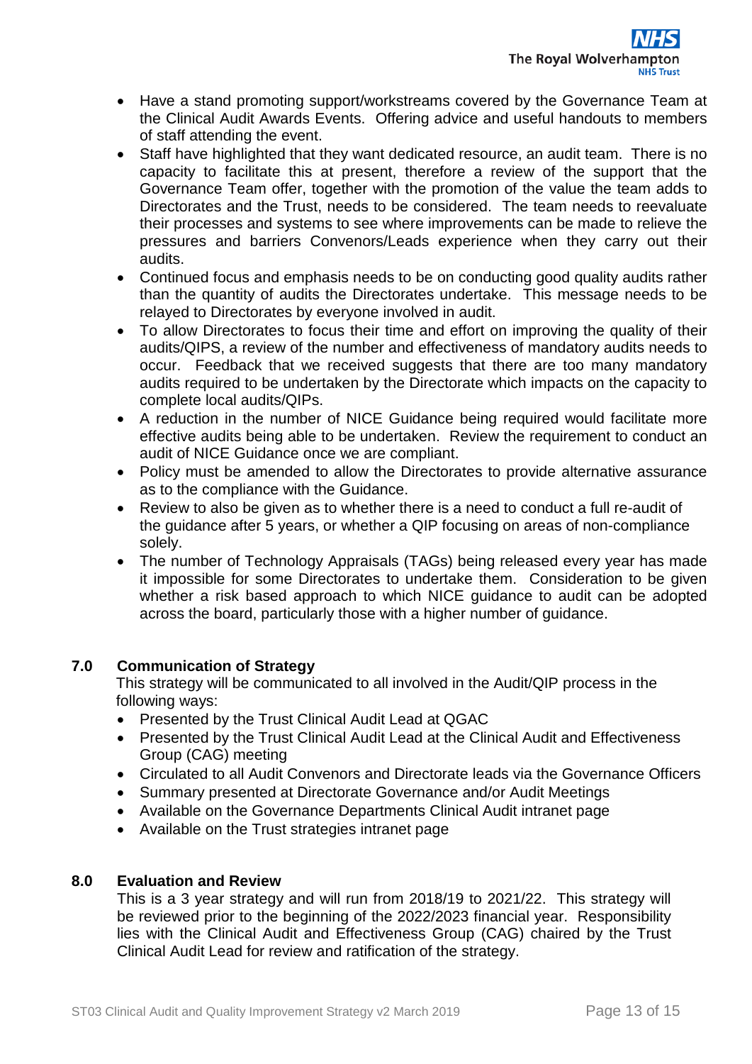- Have a stand promoting support/workstreams covered by the Governance Team at the Clinical Audit Awards Events. Offering advice and useful handouts to members of staff attending the event.
- Staff have highlighted that they want dedicated resource, an audit team. There is no capacity to facilitate this at present, therefore a review of the support that the Governance Team offer, together with the promotion of the value the team adds to Directorates and the Trust, needs to be considered. The team needs to reevaluate their processes and systems to see where improvements can be made to relieve the pressures and barriers Convenors/Leads experience when they carry out their audits.
- Continued focus and emphasis needs to be on conducting good quality audits rather than the quantity of audits the Directorates undertake. This message needs to be relayed to Directorates by everyone involved in audit.
- To allow Directorates to focus their time and effort on improving the quality of their audits/QIPS, a review of the number and effectiveness of mandatory audits needs to occur. Feedback that we received suggests that there are too many mandatory audits required to be undertaken by the Directorate which impacts on the capacity to complete local audits/QIPs.
- A reduction in the number of NICE Guidance being required would facilitate more effective audits being able to be undertaken. Review the requirement to conduct an audit of NICE Guidance once we are compliant.
- Policy must be amended to allow the Directorates to provide alternative assurance as to the compliance with the Guidance.
- Review to also be given as to whether there is a need to conduct a full re-audit of the guidance after 5 years, or whether a QIP focusing on areas of non-compliance solely.
- The number of Technology Appraisals (TAGs) being released every year has made it impossible for some Directorates to undertake them. Consideration to be given whether a risk based approach to which NICE guidance to audit can be adopted across the board, particularly those with a higher number of guidance.

## 7.0 Communication of Strategy

This strategy will be communicated to all involved in the Audit/QIP process in the following ways:

- Presented by the Trust Clinical Audit Lead at QGAC
- Presented by the Trust Clinical Audit Lead at the Clinical Audit and Effectiveness Group (CAG) meeting
- Circulated to all Audit Convenors and Directorate leads via the Governance Officers
- Summary presented at Directorate Governance and/or Audit Meetings
- Available on the Governance Departments Clinical Audit intranet page
- Available on the Trust strategies intranet page

## 8.0 Evaluation and Review

This is a 3 year strategy and will run from 2018/19 to 2021/22. This strategy will be reviewed prior to the beginning of the 2022/2023 financial year. Responsibility lies with the Clinical Audit and Effectiveness Group (CAG) chaired by the Trust Clinical Audit Lead for review and ratification of the strategy.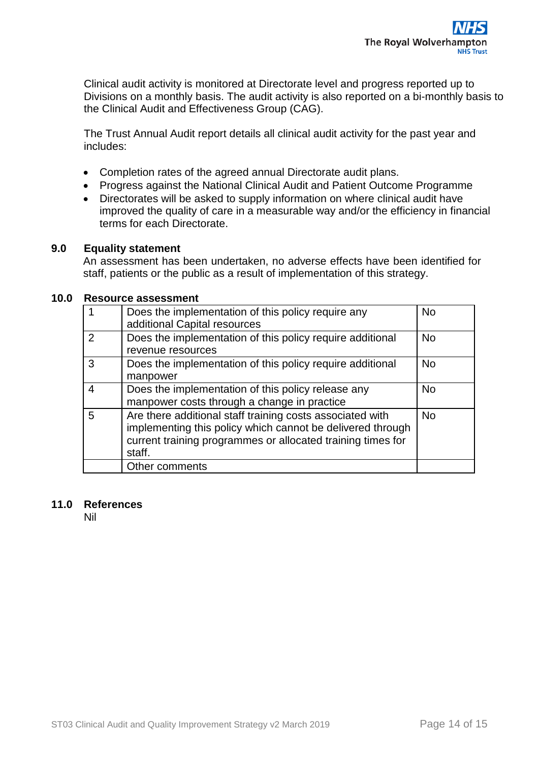Clinical audit activity is monitored at Directorate level and progress reported up to Divisions on a monthly basis. The audit activity is also reported on a bi-monthly basis to the Clinical Audit and Effectiveness Group (CAG).

The Trust Annual Audit report details all clinical audit activity for the past year and includes:

- Completion rates of the agreed annual Directorate audit plans.
- Progress against the National Clinical Audit and Patient Outcome Programme
- Directorates will be asked to supply information on where clinical audit have improved the quality of care in a measurable way and/or the efficiency in financial terms for each Directorate.

## 9.0 Equality statement

An assessment has been undertaken, no adverse effects have been identified for staff, patients or the public as a result of implementation of this strategy.

## 10.0 Resource assessment

| | | |
|---|---|---|
| 1 | Does the implementation of this policy require any additional Capital resources | No |
| 2 | Does the implementation of this policy require additional revenue resources | No |
| 3 | Does the implementation of this policy require additional manpower | No |
| 4 | Does the implementation of this policy release any manpower costs through a change in practice | No |
| 5 | Are there additional staff training costs associated with implementing this policy which cannot be delivered through current training programmes or allocated training times for staff. | No |
| | Other comments | |

## 11.0 References

Nil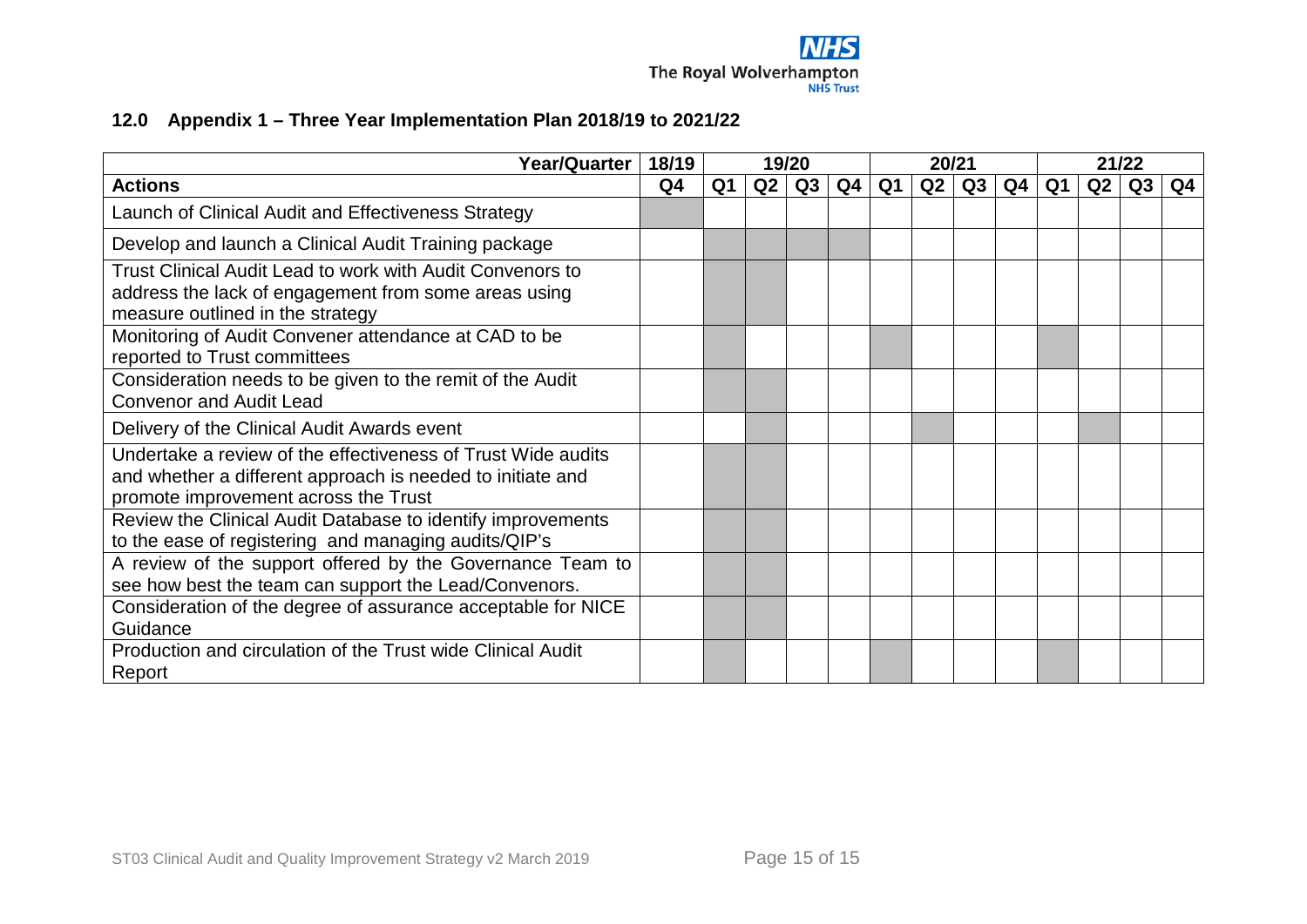## 12.0 Appendix 1 – Three Year Implementation Plan 2018/19 to 2021/22

| Year/Quarter | 18/19 | 19/20 | | | | 20/21 | | | | 21/22 | | | |
|---|---|---|---|---|---|---|---|---|---|---|---|---|---|
| **Actions** | **Q4** | **Q1** | **Q2** | **Q3** | **Q4** | **Q1** | **Q2** | **Q3** | **Q4** | **Q1** | **Q2** | **Q3** | **Q4** |
| Launch of Clinical Audit and Effectiveness Strategy | | | | | | | | | | | | | |
| Develop and launch a Clinical Audit Training package | | | | | | | | | | | | | |
| Trust Clinical Audit Lead to work with Audit Convenors to address the lack of engagement from some areas using measure outlined in the strategy | | | | | | | | | | | | | |
| Monitoring of Audit Convener attendance at CAD to be reported to Trust committees | | | | | | | | | | | | | |
| Consideration needs to be given to the remit of the Audit Convenor and Audit Lead | | | | | | | | | | | | | |
| Delivery of the Clinical Audit Awards event | | | | | | | | | | | | | |
| Undertake a review of the effectiveness of Trust Wide audits and whether a different approach is needed to initiate and promote improvement across the Trust | | | | | | | | | | | | | |
| Review the Clinical Audit Database to identify improvements to the ease of registering and managing audits/QIP's | | | | | | | | | | | | | |
| A review of the support offered by the Governance Team to see how best the team can support the Lead/Convenors. | | | | | | | | | | | | | |
| Consideration of the degree of assurance acceptable for NICE Guidance | | | | | | | | | | | | | |
| Production and circulation of the Trust wide Clinical Audit Report | | | | | | | | | | | | | |